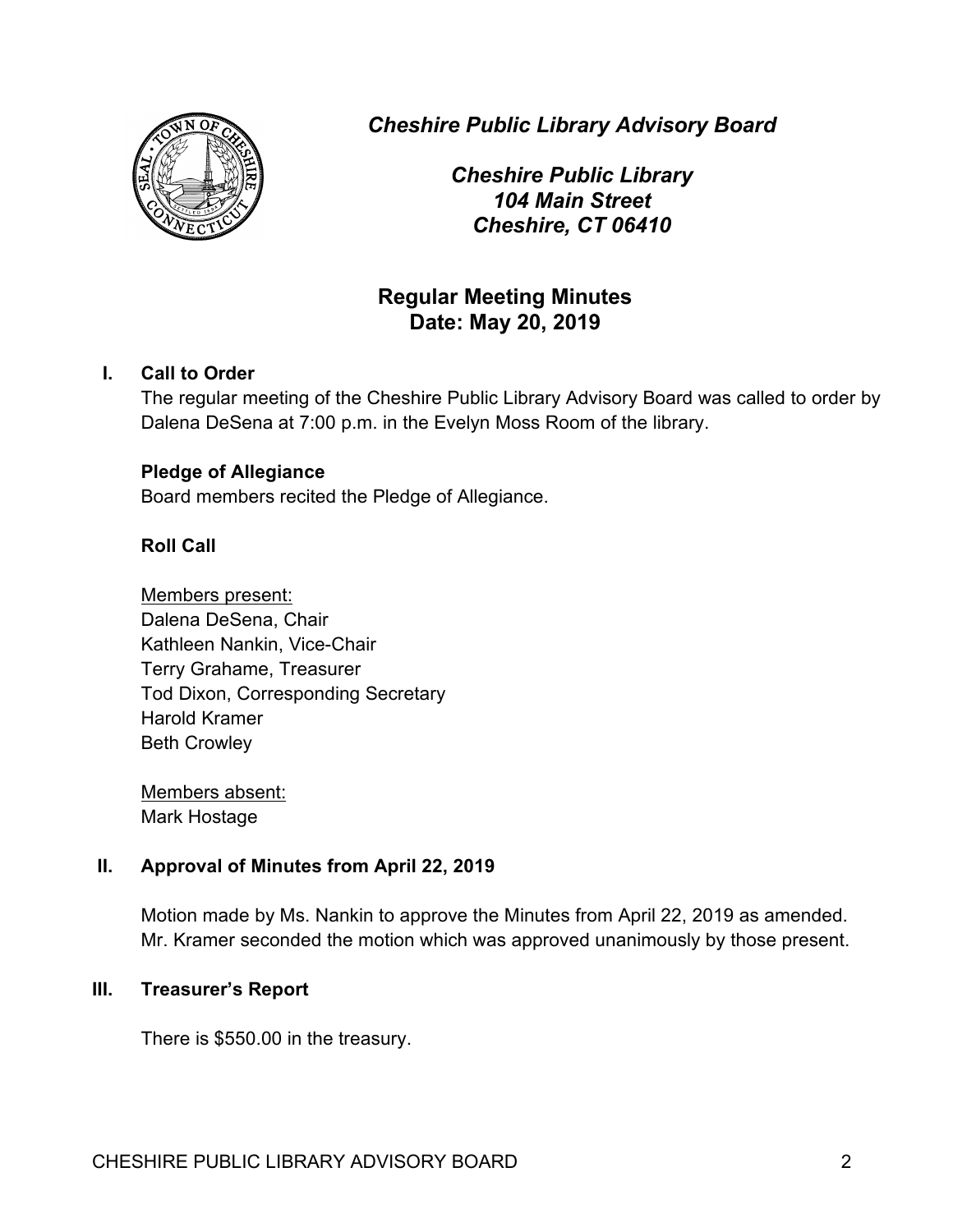*Cheshire Public Library Advisory Board*

*Cheshire Public Library*
*104 Main Street*
*Cheshire, CT 06410*

## Regular Meeting Minutes
## Date: May 20, 2019

### I. Call to Order

The regular meeting of the Cheshire Public Library Advisory Board was called to order by Dalena DeSena at 7:00 p.m. in the Evelyn Moss Room of the library.

**Pledge of Allegiance**

Board members recited the Pledge of Allegiance.

**Roll Call**

Members present:
Dalena DeSena, Chair
Kathleen Nankin, Vice-Chair
Terry Grahame, Treasurer
Tod Dixon, Corresponding Secretary
Harold Kramer
Beth Crowley

Members absent:
Mark Hostage

### II. Approval of Minutes from April 22, 2019

Motion made by Ms. Nankin to approve the Minutes from April 22, 2019 as amended. Mr. Kramer seconded the motion which was approved unanimously by those present.

### III. Treasurer's Report

There is $550.00 in the treasury.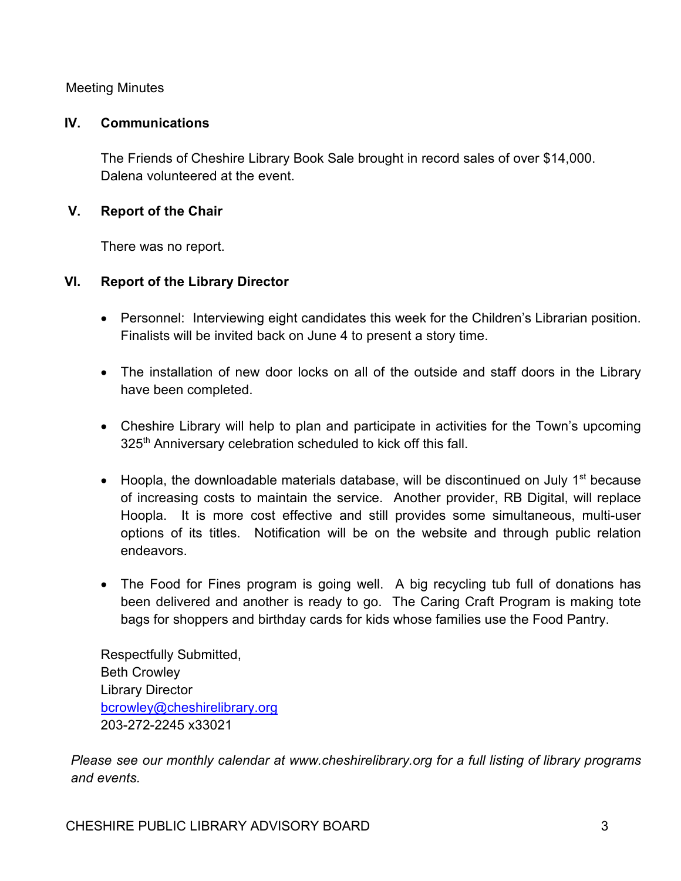Meeting Minutes

## IV. Communications

The Friends of Cheshire Library Book Sale brought in record sales of over $14,000. Dalena volunteered at the event.

## V. Report of the Chair

There was no report.

## VI. Report of the Library Director

- Personnel: Interviewing eight candidates this week for the Children's Librarian position. Finalists will be invited back on June 4 to present a story time.

- The installation of new door locks on all of the outside and staff doors in the Library have been completed.

- Cheshire Library will help to plan and participate in activities for the Town's upcoming 325th Anniversary celebration scheduled to kick off this fall.

- Hoopla, the downloadable materials database, will be discontinued on July 1st because of increasing costs to maintain the service. Another provider, RB Digital, will replace Hoopla. It is more cost effective and still provides some simultaneous, multi-user options of its titles. Notification will be on the website and through public relation endeavors.

- The Food for Fines program is going well. A big recycling tub full of donations has been delivered and another is ready to go. The Caring Craft Program is making tote bags for shoppers and birthday cards for kids whose families use the Food Pantry.

Respectfully Submitted,
Beth Crowley
Library Director
bcrowley@cheshirelibrary.org
203-272-2245 x33021

*Please see our monthly calendar at www.cheshirelibrary.org for a full listing of library programs and events.*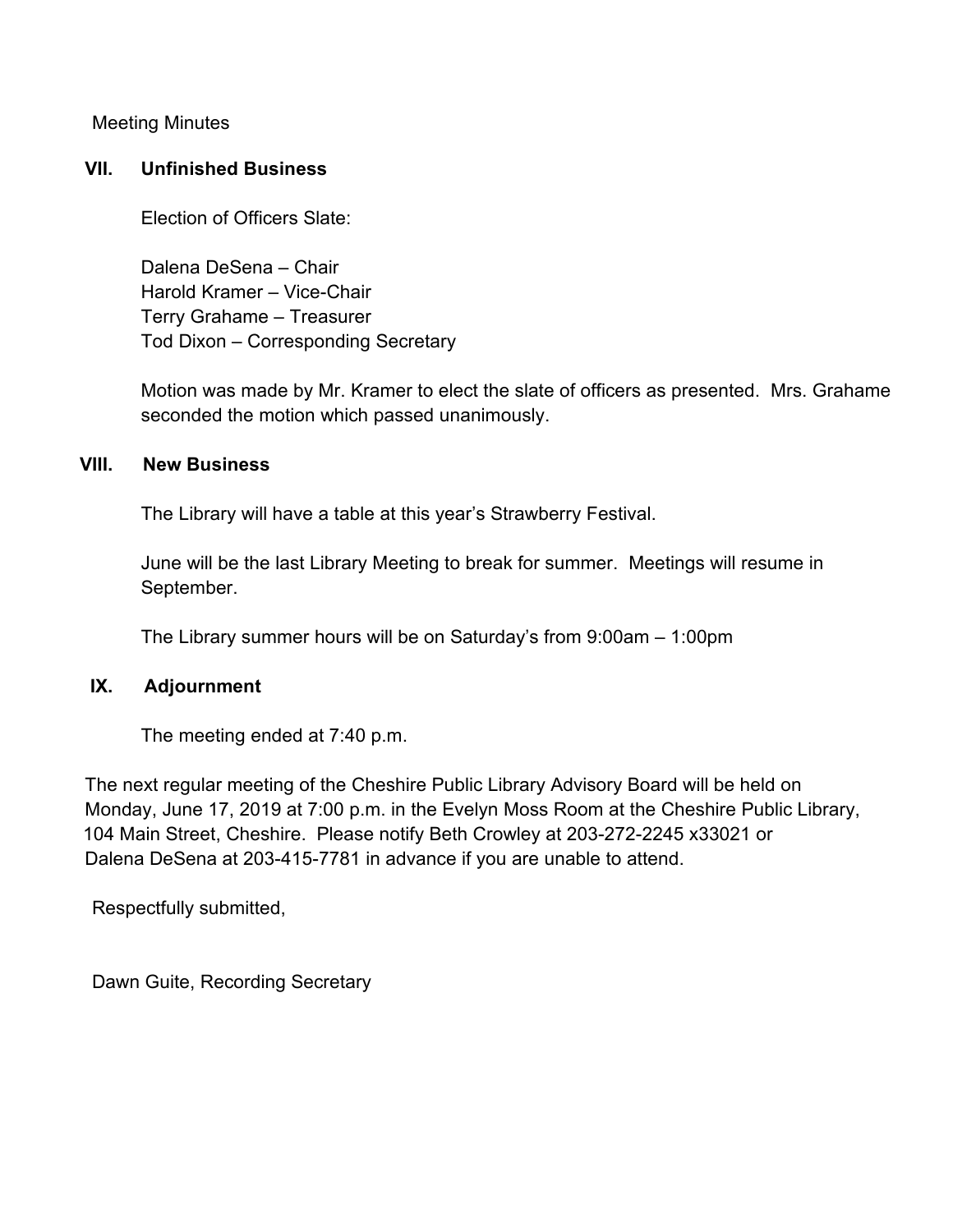Meeting Minutes

## VII. Unfinished Business

Election of Officers Slate:

Dalena DeSena – Chair
Harold Kramer – Vice-Chair
Terry Grahame – Treasurer
Tod Dixon – Corresponding Secretary

Motion was made by Mr. Kramer to elect the slate of officers as presented. Mrs. Grahame seconded the motion which passed unanimously.

## VIII. New Business

The Library will have a table at this year's Strawberry Festival.

June will be the last Library Meeting to break for summer. Meetings will resume in September.

The Library summer hours will be on Saturday's from 9:00am – 1:00pm

## IX. Adjournment

The meeting ended at 7:40 p.m.

The next regular meeting of the Cheshire Public Library Advisory Board will be held on Monday, June 17, 2019 at 7:00 p.m. in the Evelyn Moss Room at the Cheshire Public Library, 104 Main Street, Cheshire. Please notify Beth Crowley at 203-272-2245 x33021 or Dalena DeSena at 203-415-7781 in advance if you are unable to attend.

Respectfully submitted,

Dawn Guite, Recording Secretary